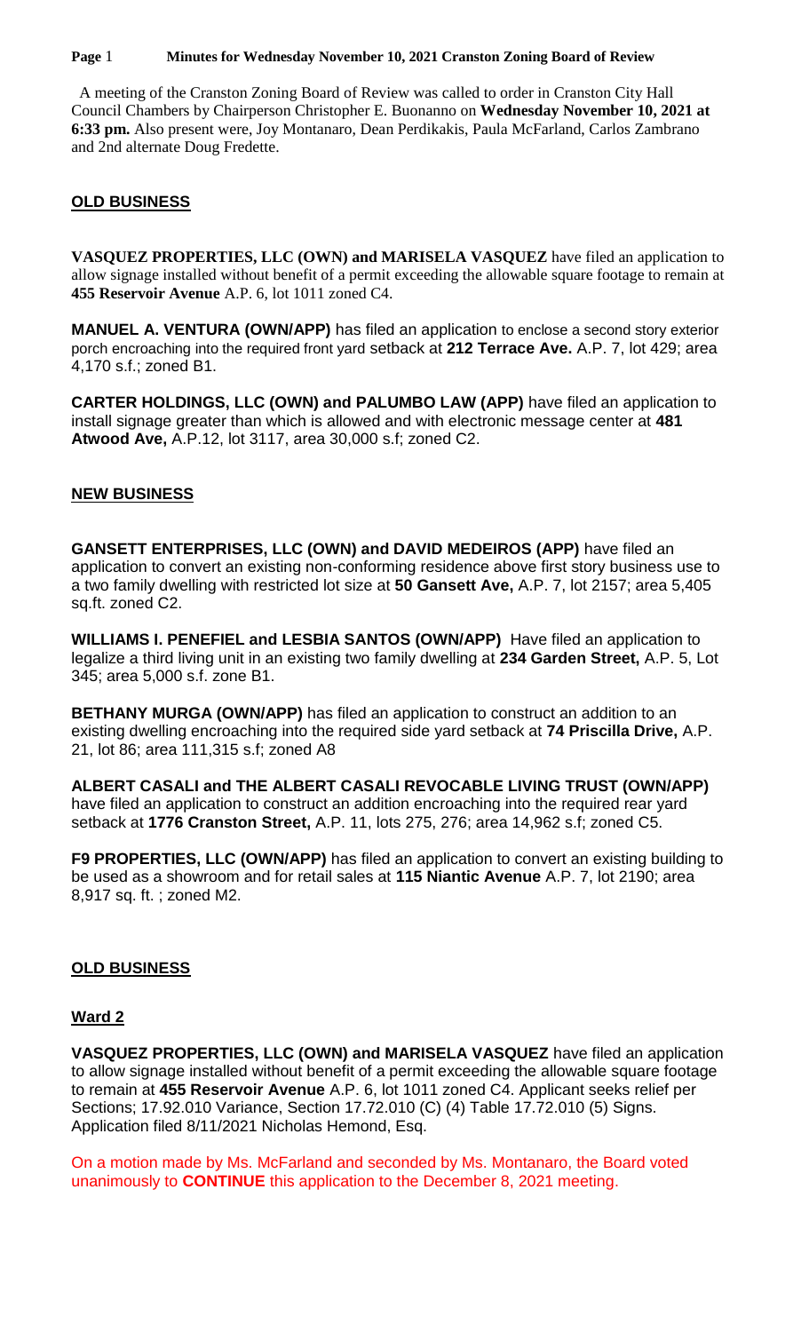A meeting of the Cranston Zoning Board of Review was called to order in Cranston City Hall Council Chambers by Chairperson Christopher E. Buonanno on **Wednesday November 10, 2021 at 6:33 pm.** Also present were, Joy Montanaro, Dean Perdikakis, Paula McFarland, Carlos Zambrano and 2nd alternate Doug Fredette.

## OLD BUSINESS

**VASQUEZ PROPERTIES, LLC (OWN) and MARISELA VASQUEZ** have filed an application to allow signage installed without benefit of a permit exceeding the allowable square footage to remain at **455 Reservoir Avenue** A.P. 6, lot 1011 zoned C4.

**MANUEL A. VENTURA (OWN/APP)** has filed an application to enclose a second story exterior porch encroaching into the required front yard setback at **212 Terrace Ave.** A.P. 7, lot 429; area 4,170 s.f.; zoned B1.

**CARTER HOLDINGS, LLC (OWN) and PALUMBO LAW (APP)** have filed an application to install signage greater than which is allowed and with electronic message center at **481 Atwood Ave,** A.P.12, lot 3117, area 30,000 s.f; zoned C2.

## NEW BUSINESS

**GANSETT ENTERPRISES, LLC (OWN) and DAVID MEDEIROS (APP)** have filed an application to convert an existing non-conforming residence above first story business use to a two family dwelling with restricted lot size at **50 Gansett Ave,** A.P. 7, lot 2157; area 5,405 sq.ft. zoned C2.

**WILLIAMS I. PENEFIEL and LESBIA SANTOS (OWN/APP)** Have filed an application to legalize a third living unit in an existing two family dwelling at **234 Garden Street,** A.P. 5, Lot 345; area 5,000 s.f. zone B1.

**BETHANY MURGA (OWN/APP)** has filed an application to construct an addition to an existing dwelling encroaching into the required side yard setback at **74 Priscilla Drive,** A.P. 21, lot 86; area 111,315 s.f; zoned A8

**ALBERT CASALI and THE ALBERT CASALI REVOCABLE LIVING TRUST (OWN/APP)** have filed an application to construct an addition encroaching into the required rear yard setback at **1776 Cranston Street,** A.P. 11, lots 275, 276; area 14,962 s.f; zoned C5.

**F9 PROPERTIES, LLC (OWN/APP)** has filed an application to convert an existing building to be used as a showroom and for retail sales at **115 Niantic Avenue** A.P. 7, lot 2190; area 8,917 sq. ft. ; zoned M2.

## OLD BUSINESS

### Ward 2

**VASQUEZ PROPERTIES, LLC (OWN) and MARISELA VASQUEZ** have filed an application to allow signage installed without benefit of a permit exceeding the allowable square footage to remain at **455 Reservoir Avenue** A.P. 6, lot 1011 zoned C4. Applicant seeks relief per Sections; 17.92.010 Variance, Section 17.72.010 (C) (4) Table 17.72.010 (5) Signs. Application filed 8/11/2021 Nicholas Hemond, Esq.

On a motion made by Ms. McFarland and seconded by Ms. Montanaro, the Board voted unanimously to **CONTINUE** this application to the December 8, 2021 meeting.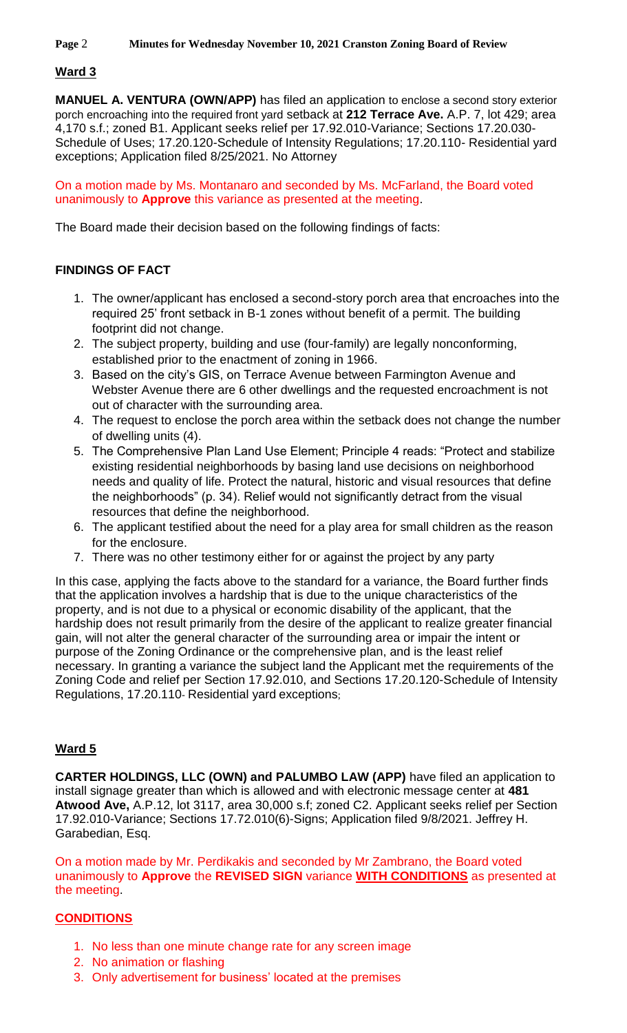## Ward 3

**MANUEL A. VENTURA (OWN/APP)** has filed an application to enclose a second story exterior porch encroaching into the required front yard setback at **212 Terrace Ave.** A.P. 7, lot 429; area 4,170 s.f.; zoned B1. Applicant seeks relief per 17.92.010-Variance; Sections 17.20.030-Schedule of Uses; 17.20.120-Schedule of Intensity Regulations; 17.20.110- Residential yard exceptions; Application filed 8/25/2021. No Attorney

On a motion made by Ms. Montanaro and seconded by Ms. McFarland, the Board voted unanimously to **Approve** this variance as presented at the meeting.

The Board made their decision based on the following findings of facts:

### FINDINGS OF FACT

1. The owner/applicant has enclosed a second-story porch area that encroaches into the required 25' front setback in B-1 zones without benefit of a permit. The building footprint did not change.
2. The subject property, building and use (four-family) are legally nonconforming, established prior to the enactment of zoning in 1966.
3. Based on the city's GIS, on Terrace Avenue between Farmington Avenue and Webster Avenue there are 6 other dwellings and the requested encroachment is not out of character with the surrounding area.
4. The request to enclose the porch area within the setback does not change the number of dwelling units (4).
5. The Comprehensive Plan Land Use Element; Principle 4 reads: "Protect and stabilize existing residential neighborhoods by basing land use decisions on neighborhood needs and quality of life. Protect the natural, historic and visual resources that define the neighborhoods" (p. 34). Relief would not significantly detract from the visual resources that define the neighborhood.
6. The applicant testified about the need for a play area for small children as the reason for the enclosure.
7. There was no other testimony either for or against the project by any party

In this case, applying the facts above to the standard for a variance, the Board further finds that the application involves a hardship that is due to the unique characteristics of the property, and is not due to a physical or economic disability of the applicant, that the hardship does not result primarily from the desire of the applicant to realize greater financial gain, will not alter the general character of the surrounding area or impair the intent or purpose of the Zoning Ordinance or the comprehensive plan, and is the least relief necessary. In granting a variance the subject land the Applicant met the requirements of the Zoning Code and relief per Section 17.92.010, and Sections 17.20.120-Schedule of Intensity Regulations, 17.20.110- Residential yard exceptions;

## Ward 5

**CARTER HOLDINGS, LLC (OWN) and PALUMBO LAW (APP)** have filed an application to install signage greater than which is allowed and with electronic message center at **481 Atwood Ave,** A.P.12, lot 3117, area 30,000 s.f; zoned C2. Applicant seeks relief per Section 17.92.010-Variance; Sections 17.72.010(6)-Signs; Application filed 9/8/2021. Jeffrey H. Garabedian, Esq.

On a motion made by Mr. Perdikakis and seconded by Mr Zambrano, the Board voted unanimously to **Approve** the **REVISED SIGN** variance **WITH CONDITIONS** as presented at the meeting.

### CONDITIONS

1. No less than one minute change rate for any screen image
2. No animation or flashing
3. Only advertisement for business' located at the premises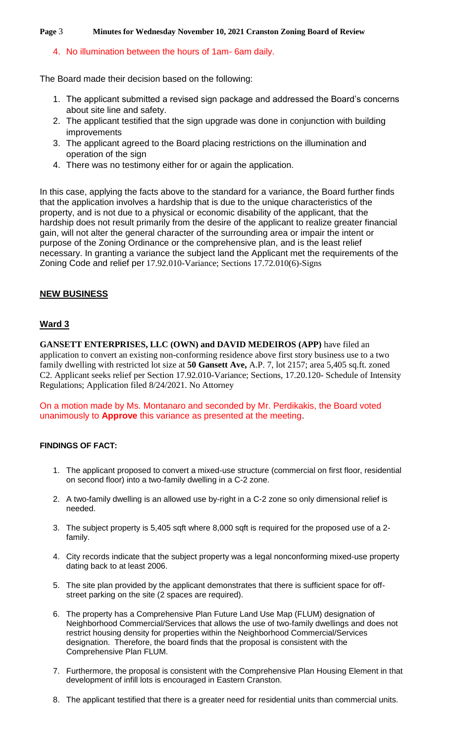4. No illumination between the hours of 1am- 6am daily.

The Board made their decision based on the following:

1. The applicant submitted a revised sign package and addressed the Board's concerns about site line and safety.
2. The applicant testified that the sign upgrade was done in conjunction with building improvements
3. The applicant agreed to the Board placing restrictions on the illumination and operation of the sign
4. There was no testimony either for or again the application.

In this case, applying the facts above to the standard for a variance, the Board further finds that the application involves a hardship that is due to the unique characteristics of the property, and is not due to a physical or economic disability of the applicant, that the hardship does not result primarily from the desire of the applicant to realize greater financial gain, will not alter the general character of the surrounding area or impair the intent or purpose of the Zoning Ordinance or the comprehensive plan, and is the least relief necessary. In granting a variance the subject land the Applicant met the requirements of the Zoning Code and relief per 17.92.010-Variance; Sections 17.72.010(6)-Signs

## NEW BUSINESS

## Ward 3

**GANSETT ENTERPRISES, LLC (OWN) and DAVID MEDEIROS (APP)** have filed an application to convert an existing non-conforming residence above first story business use to a two family dwelling with restricted lot size at **50 Gansett Ave,** A.P. 7, lot 2157; area 5,405 sq.ft. zoned C2. Applicant seeks relief per Section 17.92.010-Variance; Sections, 17.20.120- Schedule of Intensity Regulations; Application filed 8/24/2021. No Attorney

On a motion made by Ms. Montanaro and seconded by Mr. Perdikakis, the Board voted unanimously to **Approve** this variance as presented at the meeting.

**FINDINGS OF FACT:**

1. The applicant proposed to convert a mixed-use structure (commercial on first floor, residential on second floor) into a two-family dwelling in a C-2 zone.
2. A two-family dwelling is an allowed use by-right in a C-2 zone so only dimensional relief is needed.
3. The subject property is 5,405 sqft where 8,000 sqft is required for the proposed use of a 2-family.
4. City records indicate that the subject property was a legal nonconforming mixed-use property dating back to at least 2006.
5. The site plan provided by the applicant demonstrates that there is sufficient space for off-street parking on the site (2 spaces are required).
6. The property has a Comprehensive Plan Future Land Use Map (FLUM) designation of Neighborhood Commercial/Services that allows the use of two-family dwellings and does not restrict housing density for properties within the Neighborhood Commercial/Services designation. Therefore, the board finds that the proposal is consistent with the Comprehensive Plan FLUM.
7. Furthermore, the proposal is consistent with the Comprehensive Plan Housing Element in that development of infill lots is encouraged in Eastern Cranston.
8. The applicant testified that there is a greater need for residential units than commercial units.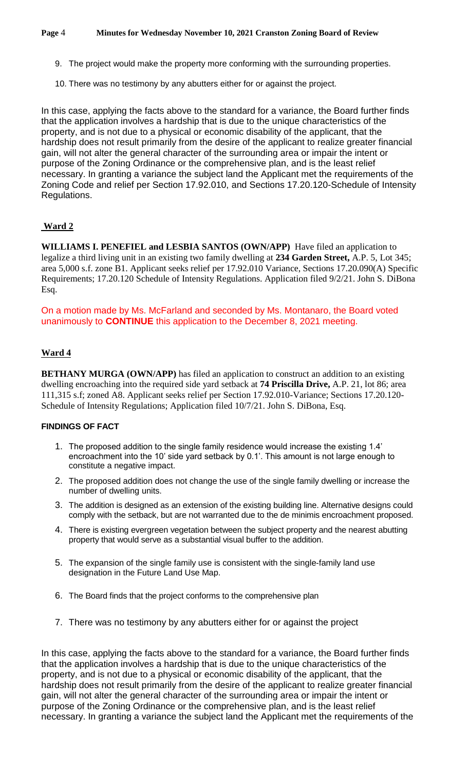9. The project would make the property more conforming with the surrounding properties.

10. There was no testimony by any abutters either for or against the project.

In this case, applying the facts above to the standard for a variance, the Board further finds that the application involves a hardship that is due to the unique characteristics of the property, and is not due to a physical or economic disability of the applicant, that the hardship does not result primarily from the desire of the applicant to realize greater financial gain, will not alter the general character of the surrounding area or impair the intent or purpose of the Zoning Ordinance or the comprehensive plan, and is the least relief necessary. In granting a variance the subject land the Applicant met the requirements of the Zoning Code and relief per Section 17.92.010, and Sections 17.20.120-Schedule of Intensity Regulations.

## Ward 2

**WILLIAMS I. PENEFIEL and LESBIA SANTOS (OWN/APP)** Have filed an application to legalize a third living unit in an existing two family dwelling at **234 Garden Street,** A.P. 5, Lot 345; area 5,000 s.f. zone B1. Applicant seeks relief per 17.92.010 Variance, Sections 17.20.090(A) Specific Requirements; 17.20.120 Schedule of Intensity Regulations. Application filed 9/2/21. John S. DiBona Esq.

On a motion made by Ms. McFarland and seconded by Ms. Montanaro, the Board voted unanimously to **CONTINUE** this application to the December 8, 2021 meeting.

## Ward 4

**BETHANY MURGA (OWN/APP)** has filed an application to construct an addition to an existing dwelling encroaching into the required side yard setback at **74 Priscilla Drive,** A.P. 21, lot 86; area 111,315 s.f; zoned A8. Applicant seeks relief per Section 17.92.010-Variance; Sections 17.20.120-Schedule of Intensity Regulations; Application filed 10/7/21. John S. DiBona, Esq.

### FINDINGS OF FACT

1. The proposed addition to the single family residence would increase the existing 1.4' encroachment into the 10' side yard setback by 0.1'. This amount is not large enough to constitute a negative impact.
2. The proposed addition does not change the use of the single family dwelling or increase the number of dwelling units.
3. The addition is designed as an extension of the existing building line. Alternative designs could comply with the setback, but are not warranted due to the de minimis encroachment proposed.
4. There is existing evergreen vegetation between the subject property and the nearest abutting property that would serve as a substantial visual buffer to the addition.
5. The expansion of the single family use is consistent with the single-family land use designation in the Future Land Use Map.
6. The Board finds that the project conforms to the comprehensive plan
7. There was no testimony by any abutters either for or against the project

In this case, applying the facts above to the standard for a variance, the Board further finds that the application involves a hardship that is due to the unique characteristics of the property, and is not due to a physical or economic disability of the applicant, that the hardship does not result primarily from the desire of the applicant to realize greater financial gain, will not alter the general character of the surrounding area or impair the intent or purpose of the Zoning Ordinance or the comprehensive plan, and is the least relief necessary. In granting a variance the subject land the Applicant met the requirements of the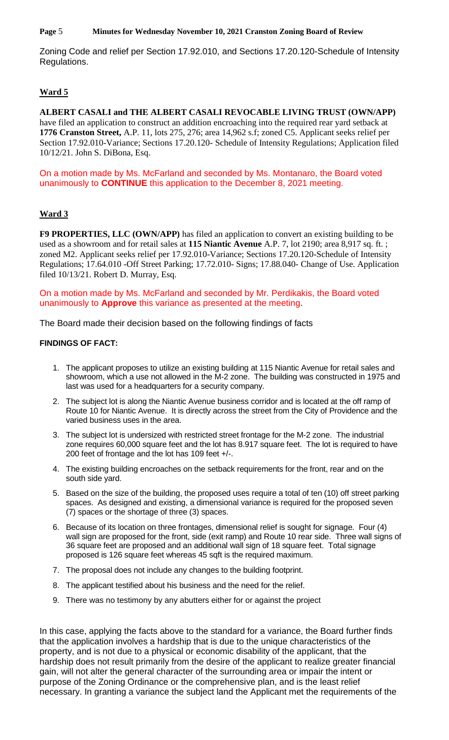Zoning Code and relief per Section 17.92.010, and Sections 17.20.120-Schedule of Intensity Regulations.

## Ward 5

**ALBERT CASALI and THE ALBERT CASALI REVOCABLE LIVING TRUST (OWN/APP)** have filed an application to construct an addition encroaching into the required rear yard setback at **1776 Cranston Street,** A.P. 11, lots 275, 276; area 14,962 s.f; zoned C5. Applicant seeks relief per Section 17.92.010-Variance; Sections 17.20.120- Schedule of Intensity Regulations; Application filed 10/12/21. John S. DiBona, Esq.

On a motion made by Ms. McFarland and seconded by Ms. Montanaro, the Board voted unanimously to **CONTINUE** this application to the December 8, 2021 meeting.

## Ward 3

**F9 PROPERTIES, LLC (OWN/APP)** has filed an application to convert an existing building to be used as a showroom and for retail sales at **115 Niantic Avenue** A.P. 7, lot 2190; area 8,917 sq. ft. ; zoned M2. Applicant seeks relief per 17.92.010-Variance; Sections 17.20.120-Schedule of Intensity Regulations; 17.64.010 -Off Street Parking; 17.72.010- Signs; 17.88.040- Change of Use. Application filed 10/13/21. Robert D. Murray, Esq.

On a motion made by Ms. McFarland and seconded by Mr. Perdikakis, the Board voted unanimously to **Approve** this variance as presented at the meeting.

The Board made their decision based on the following findings of facts

**FINDINGS OF FACT:**

1. The applicant proposes to utilize an existing building at 115 Niantic Avenue for retail sales and showroom, which a use not allowed in the M-2 zone. The building was constructed in 1975 and last was used for a headquarters for a security company.
2. The subject lot is along the Niantic Avenue business corridor and is located at the off ramp of Route 10 for Niantic Avenue. It is directly across the street from the City of Providence and the varied business uses in the area.
3. The subject lot is undersized with restricted street frontage for the M-2 zone. The industrial zone requires 60,000 square feet and the lot has 8.917 square feet. The lot is required to have 200 feet of frontage and the lot has 109 feet +/-.
4. The existing building encroaches on the setback requirements for the front, rear and on the south side yard.
5. Based on the size of the building, the proposed uses require a total of ten (10) off street parking spaces. As designed and existing, a dimensional variance is required for the proposed seven (7) spaces or the shortage of three (3) spaces.
6. Because of its location on three frontages, dimensional relief is sought for signage. Four (4) wall sign are proposed for the front, side (exit ramp) and Route 10 rear side. Three wall signs of 36 square feet are proposed and an additional wall sign of 18 square feet. Total signage proposed is 126 square feet whereas 45 sqft is the required maximum.
7. The proposal does not include any changes to the building footprint.
8. The applicant testified about his business and the need for the relief.
9. There was no testimony by any abutters either for or against the project

In this case, applying the facts above to the standard for a variance, the Board further finds that the application involves a hardship that is due to the unique characteristics of the property, and is not due to a physical or economic disability of the applicant, that the hardship does not result primarily from the desire of the applicant to realize greater financial gain, will not alter the general character of the surrounding area or impair the intent or purpose of the Zoning Ordinance or the comprehensive plan, and is the least relief necessary. In granting a variance the subject land the Applicant met the requirements of the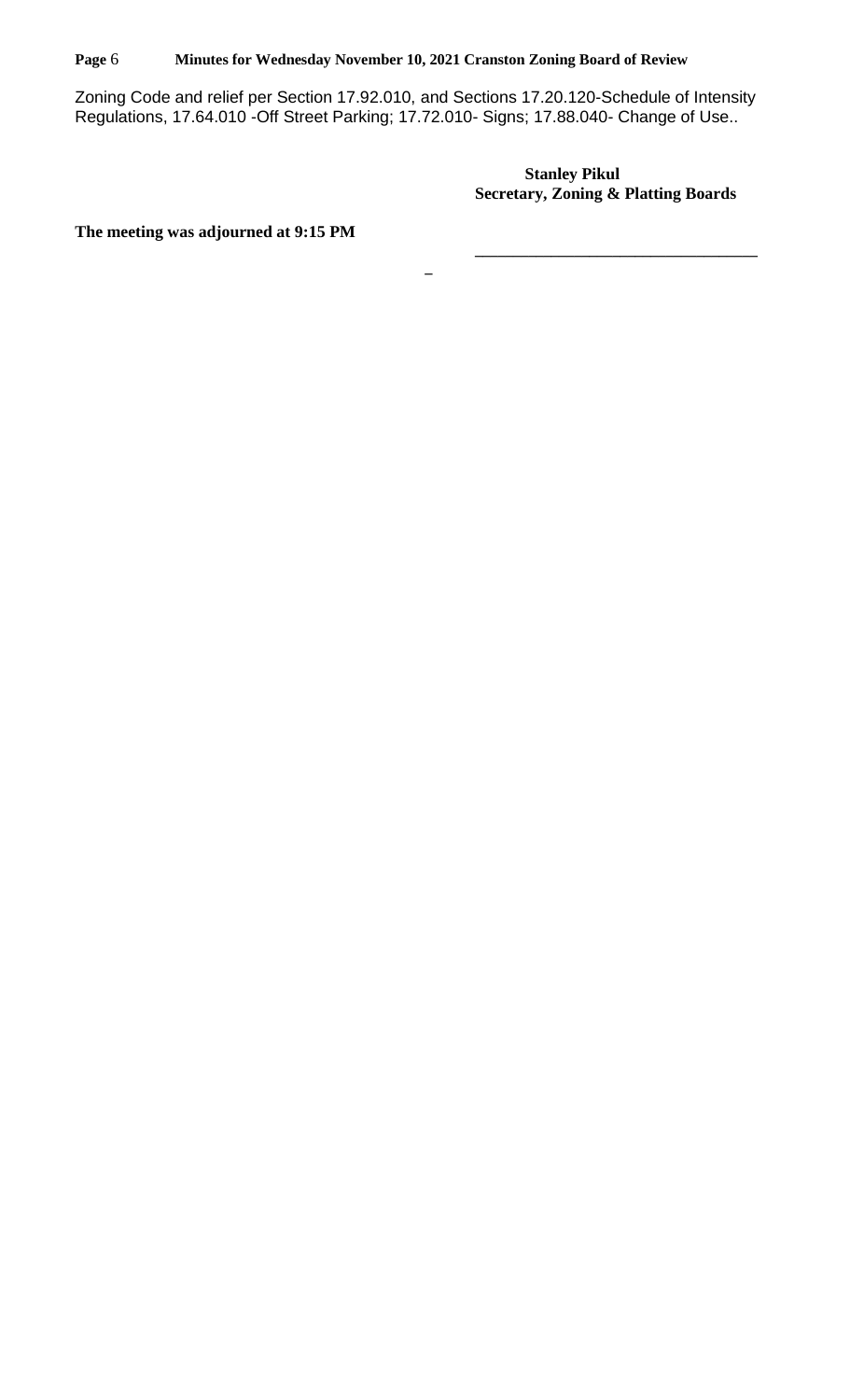Zoning Code and relief per Section 17.92.010, and Sections 17.20.120-Schedule of Intensity Regulations, 17.64.010 -Off Street Parking; 17.72.010- Signs; 17.88.040- Change of Use..

**Stanley Pikul**
**Secretary, Zoning & Platting Boards**

**The meeting was adjourned at 9:15 PM**

_________________________________